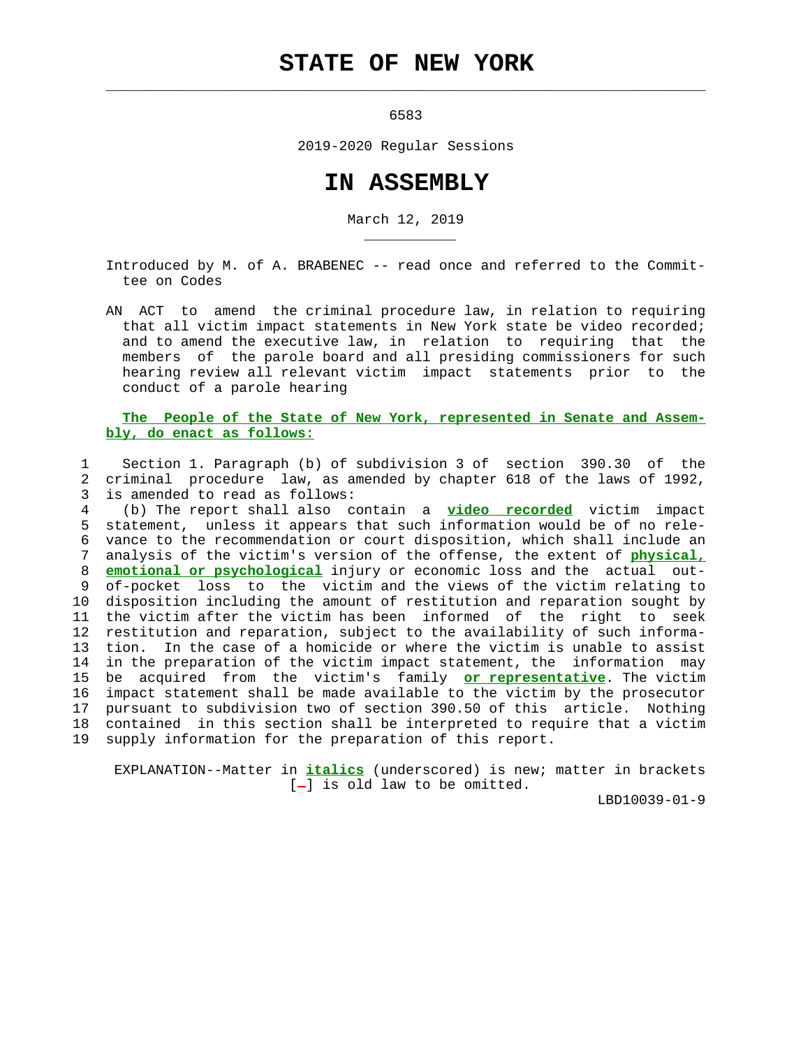# STATE OF NEW YORK

6583

2019-2020 Regular Sessions

# IN ASSEMBLY

March 12, 2019

Introduced by M. of A. BRABENEC -- read once and referred to the Committee on Codes

AN ACT to amend the criminal procedure law, in relation to requiring that all victim impact statements in New York state be video recorded; and to amend the executive law, in relation to requiring that the members of the parole board and all presiding commissioners for such hearing review all relevant victim impact statements prior to the conduct of a parole hearing

**The People of the State of New York, represented in Senate and Assembly, do enact as follows:**

1 Section 1. Paragraph (b) of subdivision 3 of section 390.30 of the
2 criminal procedure law, as amended by chapter 618 of the laws of 1992,
3 is amended to read as follows:
4 (b) The report shall also contain a ***video recorded*** victim impact
5 statement, unless it appears that such information would be of no rele-
6 vance to the recommendation or court disposition, which shall include an
7 analysis of the victim's version of the offense, the extent of ***physical,***
8 ***emotional or psychological*** injury or economic loss and the actual out-
9 of-pocket loss to the victim and the views of the victim relating to
10 disposition including the amount of restitution and reparation sought by
11 the victim after the victim has been informed of the right to seek
12 restitution and reparation, subject to the availability of such informa-
13 tion. In the case of a homicide or where the victim is unable to assist
14 in the preparation of the victim impact statement, the information may
15 be acquired from the victim's family ***or representative***. The victim
16 impact statement shall be made available to the victim by the prosecutor
17 pursuant to subdivision two of section 390.50 of this article. Nothing
18 contained in this section shall be interpreted to require that a victim
19 supply information for the preparation of this report.

EXPLANATION--Matter in ***italics*** (underscored) is new; matter in brackets [-] is old law to be omitted.

LBD10039-01-9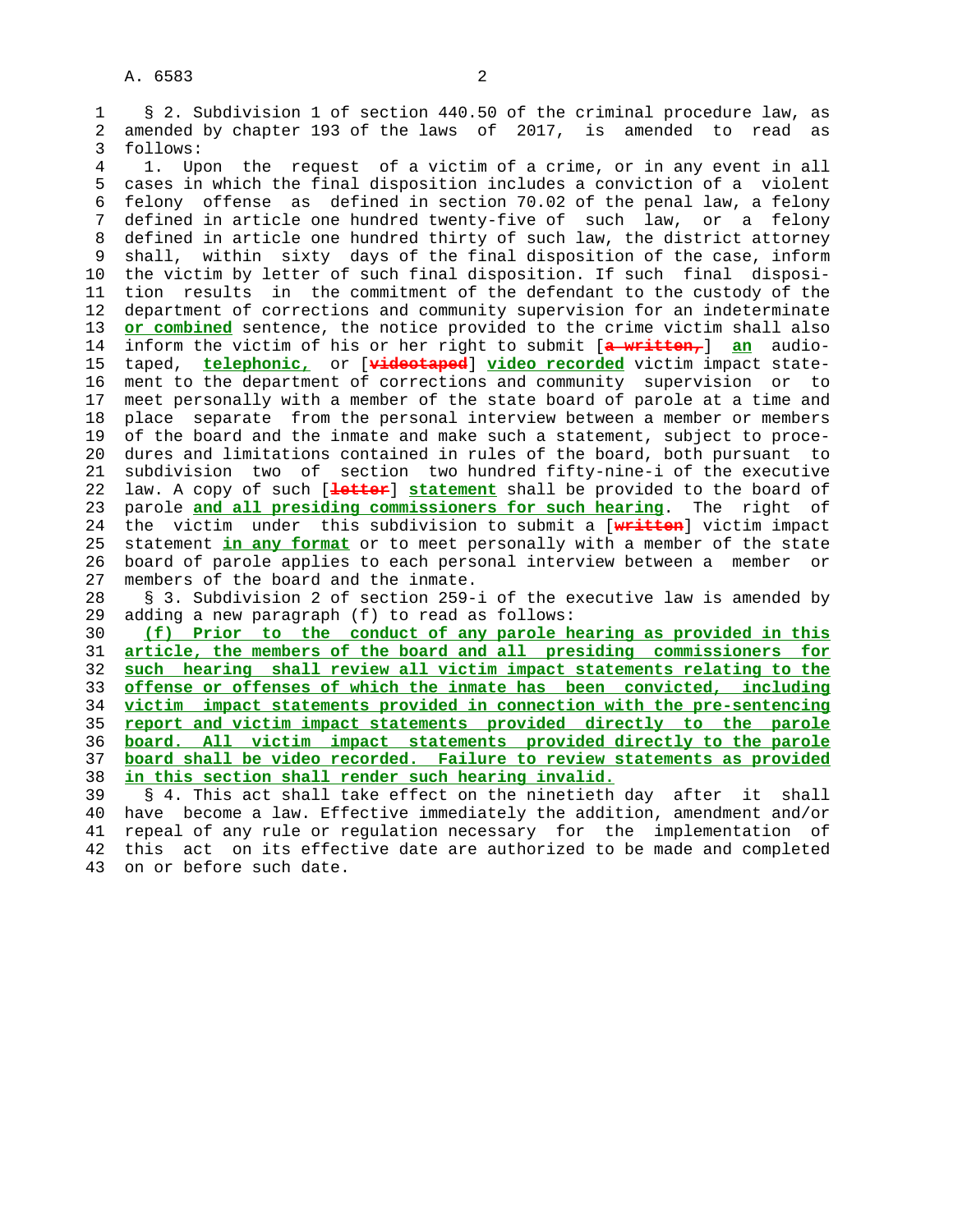§ 2. Subdivision 1 of section 440.50 of the criminal procedure law, as amended by chapter 193 of the laws of 2017, is amended to read as follows:

1. Upon the request of a victim of a crime, or in any event in all cases in which the final disposition includes a conviction of a violent felony offense as defined in section 70.02 of the penal law, a felony defined in article one hundred twenty-five of such law, or a felony defined in article one hundred thirty of such law, the district attorney shall, within sixty days of the final disposition of the case, inform the victim by letter of such final disposition. If such final disposition results in the commitment of the defendant to the custody of the department of corrections and community supervision for an indeterminate **or combined** sentence, the notice provided to the crime victim shall also inform the victim of his or her right to submit [~~a written,~~] **an** audio-taped, **telephonic,** or [~~videotaped~~] **video recorded** victim impact statement to the department of corrections and community supervision or to meet personally with a member of the state board of parole at a time and place separate from the personal interview between a member or members of the board and the inmate and make such a statement, subject to procedures and limitations contained in rules of the board, both pursuant to subdivision two of section two hundred fifty-nine-i of the executive law. A copy of such [~~letter~~] **statement** shall be provided to the board of parole **and all presiding commissioners for such hearing**. The right of the victim under this subdivision to submit a [~~written~~] victim impact statement **in any format** or to meet personally with a member of the state board of parole applies to each personal interview between a member or members of the board and the inmate.

§ 3. Subdivision 2 of section 259-i of the executive law is amended by adding a new paragraph (f) to read as follows:

**(f) Prior to the conduct of any parole hearing as provided in this article, the members of the board and all presiding commissioners for such hearing shall review all victim impact statements relating to the offense or offenses of which the inmate has been convicted, including victim impact statements provided in connection with the pre-sentencing report and victim impact statements provided directly to the parole board. All victim impact statements provided directly to the parole board shall be video recorded. Failure to review statements as provided in this section shall render such hearing invalid.**

§ 4. This act shall take effect on the ninetieth day after it shall have become a law. Effective immediately the addition, amendment and/or repeal of any rule or regulation necessary for the implementation of this act on its effective date are authorized to be made and completed on or before such date.